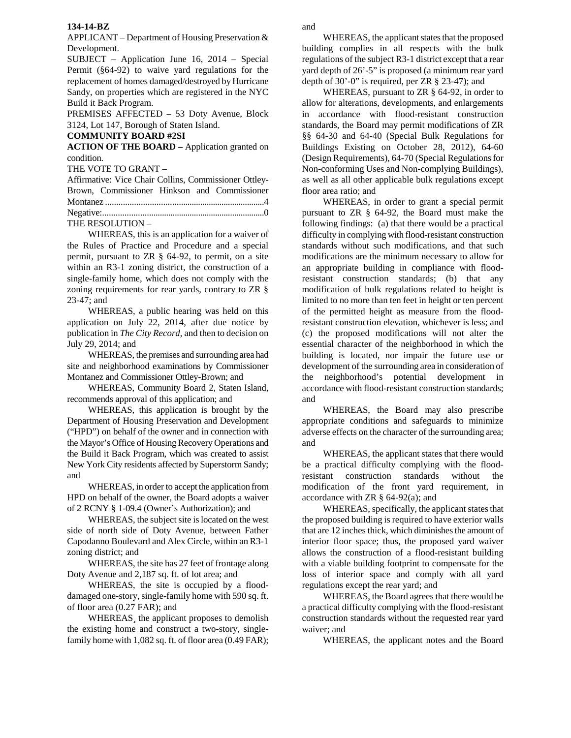**134-14-BZ**

APPLICANT – Department of Housing Preservation & Development.

SUBJECT – Application June 16, 2014 – Special Permit (§64-92) to waive yard regulations for the replacement of homes damaged/destroyed by Hurricane Sandy, on properties which are registered in the NYC Build it Back Program.

PREMISES AFFECTED – 53 Doty Avenue, Block 3124, Lot 147, Borough of Staten Island.

**COMMUNITY BOARD #2SI**

**ACTION OF THE BOARD –** Application granted on condition.

THE VOTE TO GRANT –

Affirmative: Vice Chair Collins, Commissioner Ottley-Brown, Commissioner Hinkson and Commissioner Montanez ........................................................................4

Negative:..........................................................................0

THE RESOLUTION –

WHEREAS, this is an application for a waiver of the Rules of Practice and Procedure and a special permit, pursuant to ZR § 64-92, to permit, on a site within an R3-1 zoning district, the construction of a single-family home, which does not comply with the zoning requirements for rear yards, contrary to ZR § 23-47; and

WHEREAS, a public hearing was held on this application on July 22, 2014, after due notice by publication in *The City Record*, and then to decision on July 29, 2014; and

WHEREAS, the premises and surrounding area had site and neighborhood examinations by Commissioner Montanez and Commissioner Ottley-Brown; and

WHEREAS, Community Board 2, Staten Island, recommends approval of this application; and

WHEREAS, this application is brought by the Department of Housing Preservation and Development ("HPD") on behalf of the owner and in connection with the Mayor's Office of Housing Recovery Operations and the Build it Back Program, which was created to assist New York City residents affected by Superstorm Sandy; and

WHEREAS, in order to accept the application from HPD on behalf of the owner, the Board adopts a waiver of 2 RCNY § 1-09.4 (Owner's Authorization); and

WHEREAS, the subject site is located on the west side of north side of Doty Avenue, between Father Capodanno Boulevard and Alex Circle, within an R3-1 zoning district; and

WHEREAS, the site has 27 feet of frontage along Doty Avenue and 2,187 sq. ft. of lot area; and

WHEREAS, the site is occupied by a flood-damaged one-story, single-family home with 590 sq. ft. of floor area (0.27 FAR); and

WHEREAS¸ the applicant proposes to demolish the existing home and construct a two-story, single-family home with 1,082 sq. ft. of floor area (0.49 FAR); and

WHEREAS, the applicant states that the proposed building complies in all respects with the bulk regulations of the subject R3-1 district except that a rear yard depth of 26'-5" is proposed (a minimum rear yard depth of 30'-0" is required, per ZR § 23-47); and

WHEREAS, pursuant to ZR § 64-92, in order to allow for alterations, developments, and enlargements in accordance with flood-resistant construction standards, the Board may permit modifications of ZR §§ 64-30 and 64-40 (Special Bulk Regulations for Buildings Existing on October 28, 2012), 64-60 (Design Requirements), 64-70 (Special Regulations for Non-conforming Uses and Non-complying Buildings), as well as all other applicable bulk regulations except floor area ratio; and

WHEREAS, in order to grant a special permit pursuant to ZR § 64-92, the Board must make the following findings: (a) that there would be a practical difficulty in complying with flood-resistant construction standards without such modifications, and that such modifications are the minimum necessary to allow for an appropriate building in compliance with flood-resistant construction standards; (b) that any modification of bulk regulations related to height is limited to no more than ten feet in height or ten percent of the permitted height as measure from the flood-resistant construction elevation, whichever is less; and (c) the proposed modifications will not alter the essential character of the neighborhood in which the building is located, nor impair the future use or development of the surrounding area in consideration of the neighborhood's potential development in accordance with flood-resistant construction standards; and

WHEREAS, the Board may also prescribe appropriate conditions and safeguards to minimize adverse effects on the character of the surrounding area; and

WHEREAS, the applicant states that there would be a practical difficulty complying with the flood-resistant construction standards without the modification of the front yard requirement, in accordance with ZR § 64-92(a); and

WHEREAS, specifically, the applicant states that the proposed building is required to have exterior walls that are 12 inches thick, which diminishes the amount of interior floor space; thus, the proposed yard waiver allows the construction of a flood-resistant building with a viable building footprint to compensate for the loss of interior space and comply with all yard regulations except the rear yard; and

WHEREAS, the Board agrees that there would be a practical difficulty complying with the flood-resistant construction standards without the requested rear yard waiver; and

WHEREAS, the applicant notes and the Board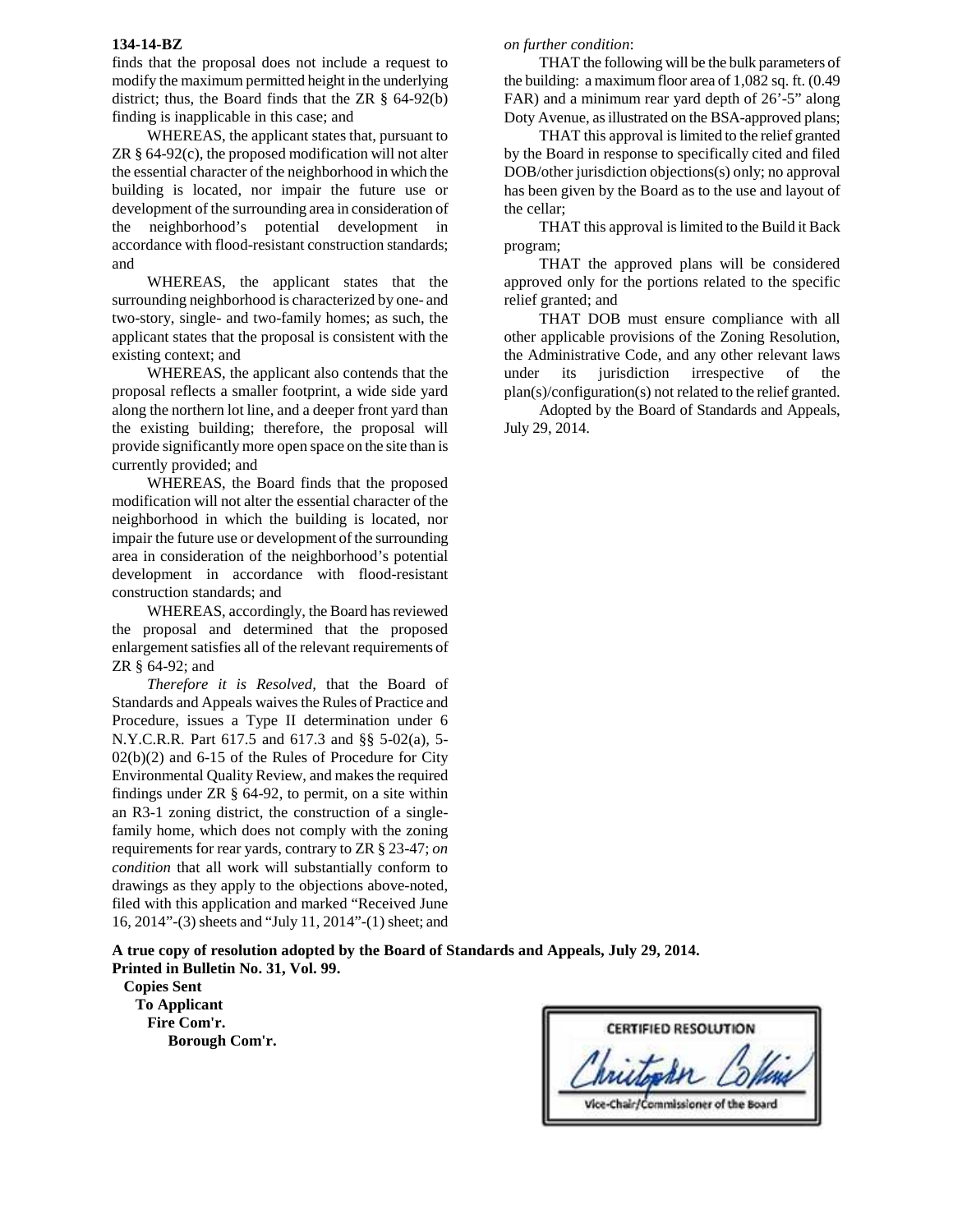**134-14-BZ**

finds that the proposal does not include a request to modify the maximum permitted height in the underlying district; thus, the Board finds that the ZR § 64-92(b) finding is inapplicable in this case; and

WHEREAS, the applicant states that, pursuant to ZR § 64-92(c), the proposed modification will not alter the essential character of the neighborhood in which the building is located, nor impair the future use or development of the surrounding area in consideration of the neighborhood's potential development in accordance with flood-resistant construction standards; and

WHEREAS, the applicant states that the surrounding neighborhood is characterized by one- and two-story, single- and two-family homes; as such, the applicant states that the proposal is consistent with the existing context; and

WHEREAS, the applicant also contends that the proposal reflects a smaller footprint, a wide side yard along the northern lot line, and a deeper front yard than the existing building; therefore, the proposal will provide significantly more open space on the site than is currently provided; and

WHEREAS, the Board finds that the proposed modification will not alter the essential character of the neighborhood in which the building is located, nor impair the future use or development of the surrounding area in consideration of the neighborhood's potential development in accordance with flood-resistant construction standards; and

WHEREAS, accordingly, the Board has reviewed the proposal and determined that the proposed enlargement satisfies all of the relevant requirements of ZR § 64-92; and

*Therefore it is Resolved*, that the Board of Standards and Appeals waives the Rules of Practice and Procedure, issues a Type II determination under 6 N.Y.C.R.R. Part 617.5 and 617.3 and §§ 5-02(a), 5-02(b)(2) and 6-15 of the Rules of Procedure for City Environmental Quality Review, and makes the required findings under ZR § 64-92, to permit, on a site within an R3-1 zoning district, the construction of a single-family home, which does not comply with the zoning requirements for rear yards, contrary to ZR § 23-47; *on condition* that all work will substantially conform to drawings as they apply to the objections above-noted, filed with this application and marked "Received June 16, 2014"-(3) sheets and "July 11, 2014"-(1) sheet; and *on further condition*:

THAT the following will be the bulk parameters of the building: a maximum floor area of 1,082 sq. ft. (0.49 FAR) and a minimum rear yard depth of 26'-5" along Doty Avenue, as illustrated on the BSA-approved plans;

THAT this approval is limited to the relief granted by the Board in response to specifically cited and filed DOB/other jurisdiction objections(s) only; no approval has been given by the Board as to the use and layout of the cellar;

THAT this approval is limited to the Build it Back program;

THAT the approved plans will be considered approved only for the portions related to the specific relief granted; and

THAT DOB must ensure compliance with all other applicable provisions of the Zoning Resolution, the Administrative Code, and any other relevant laws under its jurisdiction irrespective of the plan(s)/configuration(s) not related to the relief granted.

Adopted by the Board of Standards and Appeals, July 29, 2014.

**A true copy of resolution adopted by the Board of Standards and Appeals, July 29, 2014.**
**Printed in Bulletin No. 31, Vol. 99.**

**Copies Sent**
**To Applicant**
**Fire Com'r.**
**Borough Com'r.**

CERTIFIED RESOLUTION

Christopher Collins

Vice-Chair/Commissioner of the Board